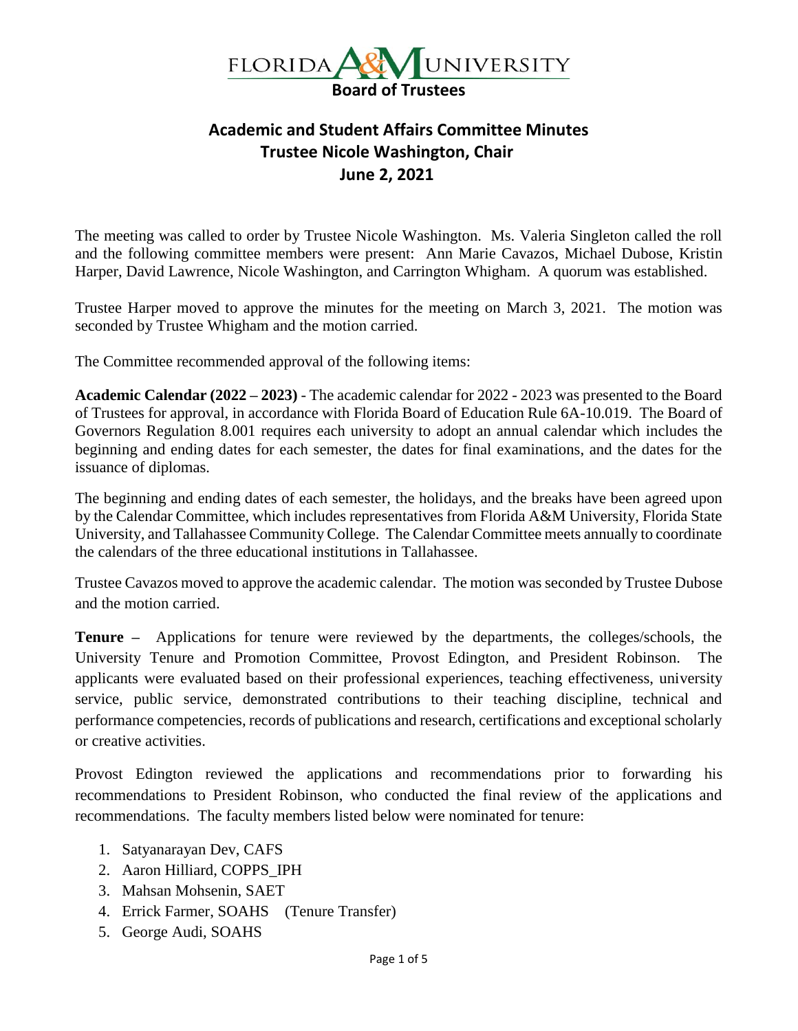# FLORIDA A&M UNIVERSITY
## Board of Trustees

## Academic and Student Affairs Committee Minutes
### Trustee Nicole Washington, Chair
### June 2, 2021

The meeting was called to order by Trustee Nicole Washington. Ms. Valeria Singleton called the roll and the following committee members were present: Ann Marie Cavazos, Michael Dubose, Kristin Harper, David Lawrence, Nicole Washington, and Carrington Whigham. A quorum was established.

Trustee Harper moved to approve the minutes for the meeting on March 3, 2021. The motion was seconded by Trustee Whigham and the motion carried.

The Committee recommended approval of the following items:

**Academic Calendar (2022 – 2023)** - The academic calendar for 2022 - 2023 was presented to the Board of Trustees for approval, in accordance with Florida Board of Education Rule 6A-10.019. The Board of Governors Regulation 8.001 requires each university to adopt an annual calendar which includes the beginning and ending dates for each semester, the dates for final examinations, and the dates for the issuance of diplomas.

The beginning and ending dates of each semester, the holidays, and the breaks have been agreed upon by the Calendar Committee, which includes representatives from Florida A&M University, Florida State University, and Tallahassee Community College. The Calendar Committee meets annually to coordinate the calendars of the three educational institutions in Tallahassee.

Trustee Cavazos moved to approve the academic calendar. The motion was seconded by Trustee Dubose and the motion carried.

**Tenure –** Applications for tenure were reviewed by the departments, the colleges/schools, the University Tenure and Promotion Committee, Provost Edington, and President Robinson. The applicants were evaluated based on their professional experiences, teaching effectiveness, university service, public service, demonstrated contributions to their teaching discipline, technical and performance competencies, records of publications and research, certifications and exceptional scholarly or creative activities.

Provost Edington reviewed the applications and recommendations prior to forwarding his recommendations to President Robinson, who conducted the final review of the applications and recommendations. The faculty members listed below were nominated for tenure:

1. Satyanarayan Dev, CAFS
2. Aaron Hilliard, COPPS_IPH
3. Mahsan Mohsenin, SAET
4. Errick Farmer, SOAHS (Tenure Transfer)
5. George Audi, SOAHS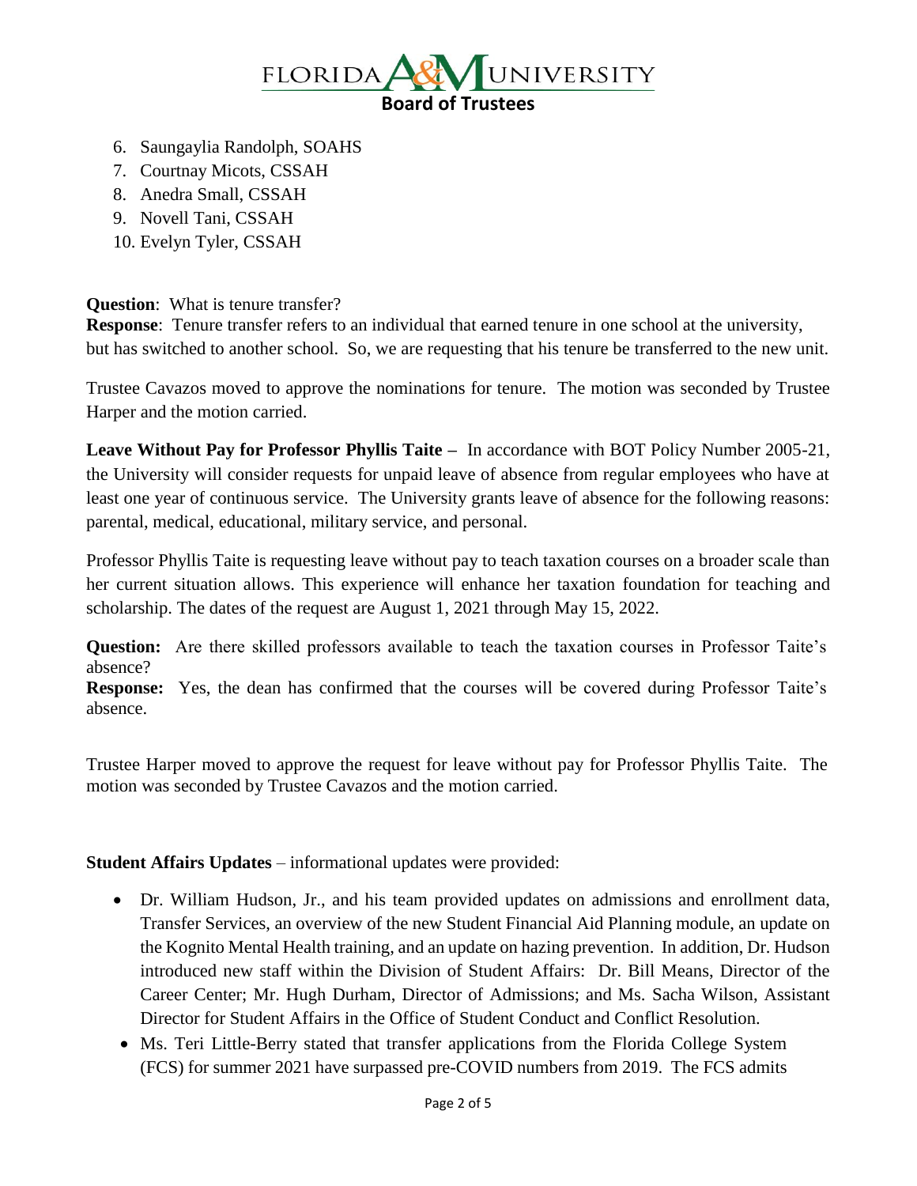6. Saungaylia Randolph, SOAHS
7. Courtnay Micots, CSSAH
8. Anedra Small, CSSAH
9. Novell Tani, CSSAH
10. Evelyn Tyler, CSSAH

**Question**: What is tenure transfer?
**Response**: Tenure transfer refers to an individual that earned tenure in one school at the university, but has switched to another school. So, we are requesting that his tenure be transferred to the new unit.

Trustee Cavazos moved to approve the nominations for tenure. The motion was seconded by Trustee Harper and the motion carried.

**Leave Without Pay for Professor Phyllis Taite –** In accordance with BOT Policy Number 2005-21, the University will consider requests for unpaid leave of absence from regular employees who have at least one year of continuous service. The University grants leave of absence for the following reasons: parental, medical, educational, military service, and personal.

Professor Phyllis Taite is requesting leave without pay to teach taxation courses on a broader scale than her current situation allows. This experience will enhance her taxation foundation for teaching and scholarship. The dates of the request are August 1, 2021 through May 15, 2022.

**Question:** Are there skilled professors available to teach the taxation courses in Professor Taite's absence?
**Response:** Yes, the dean has confirmed that the courses will be covered during Professor Taite's absence.

Trustee Harper moved to approve the request for leave without pay for Professor Phyllis Taite. The motion was seconded by Trustee Cavazos and the motion carried.

**Student Affairs Updates** – informational updates were provided:

- Dr. William Hudson, Jr., and his team provided updates on admissions and enrollment data, Transfer Services, an overview of the new Student Financial Aid Planning module, an update on the Kognito Mental Health training, and an update on hazing prevention. In addition, Dr. Hudson introduced new staff within the Division of Student Affairs: Dr. Bill Means, Director of the Career Center; Mr. Hugh Durham, Director of Admissions; and Ms. Sacha Wilson, Assistant Director for Student Affairs in the Office of Student Conduct and Conflict Resolution.
- Ms. Teri Little-Berry stated that transfer applications from the Florida College System (FCS) for summer 2021 have surpassed pre-COVID numbers from 2019. The FCS admits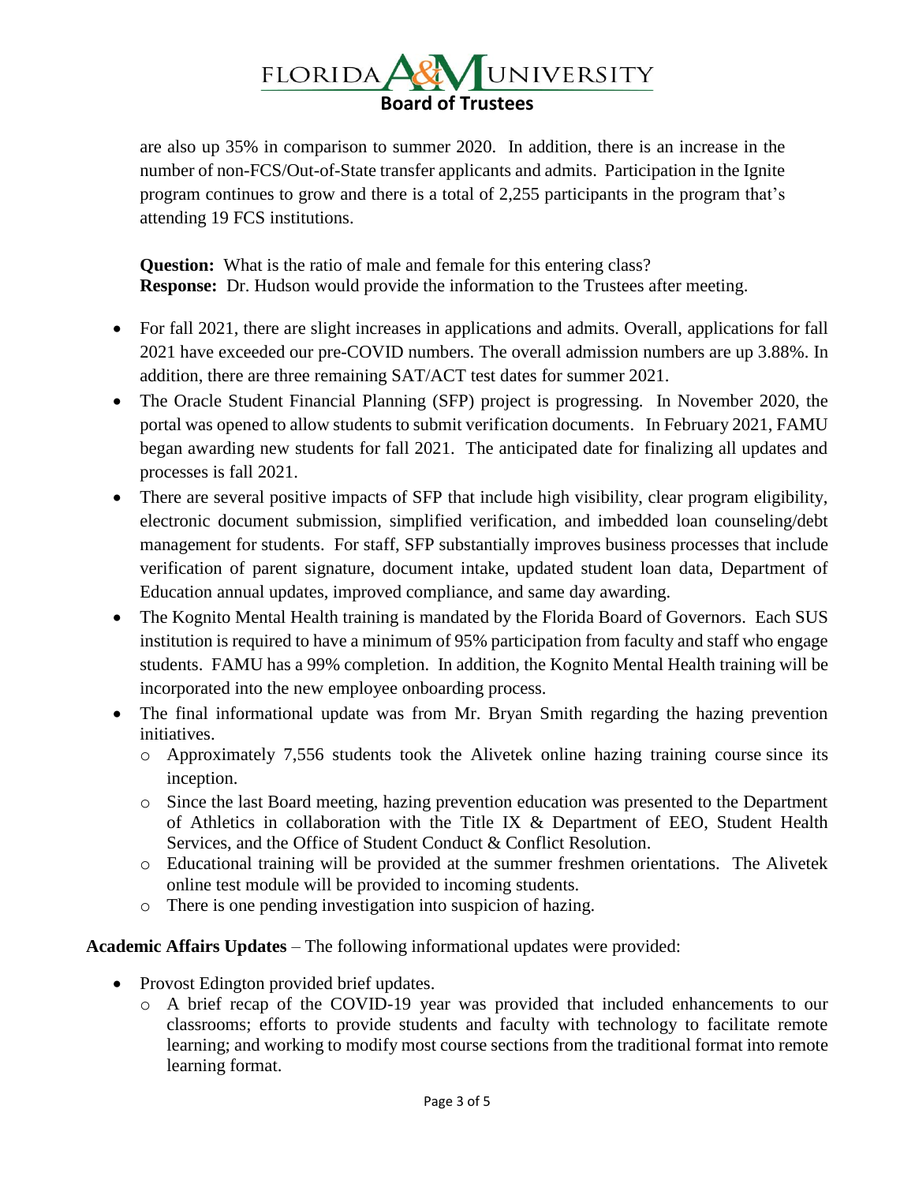are also up 35% in comparison to summer 2020. In addition, there is an increase in the number of non-FCS/Out-of-State transfer applicants and admits. Participation in the Ignite program continues to grow and there is a total of 2,255 participants in the program that's attending 19 FCS institutions.

**Question:** What is the ratio of male and female for this entering class?
**Response:** Dr. Hudson would provide the information to the Trustees after meeting.

- For fall 2021, there are slight increases in applications and admits. Overall, applications for fall 2021 have exceeded our pre-COVID numbers. The overall admission numbers are up 3.88%. In addition, there are three remaining SAT/ACT test dates for summer 2021.
- The Oracle Student Financial Planning (SFP) project is progressing. In November 2020, the portal was opened to allow students to submit verification documents. In February 2021, FAMU began awarding new students for fall 2021. The anticipated date for finalizing all updates and processes is fall 2021.
- There are several positive impacts of SFP that include high visibility, clear program eligibility, electronic document submission, simplified verification, and imbedded loan counseling/debt management for students. For staff, SFP substantially improves business processes that include verification of parent signature, document intake, updated student loan data, Department of Education annual updates, improved compliance, and same day awarding.
- The Kognito Mental Health training is mandated by the Florida Board of Governors. Each SUS institution is required to have a minimum of 95% participation from faculty and staff who engage students. FAMU has a 99% completion. In addition, the Kognito Mental Health training will be incorporated into the new employee onboarding process.
- The final informational update was from Mr. Bryan Smith regarding the hazing prevention initiatives.
  - Approximately 7,556 students took the Alivetek online hazing training course since its inception.
  - Since the last Board meeting, hazing prevention education was presented to the Department of Athletics in collaboration with the Title IX & Department of EEO, Student Health Services, and the Office of Student Conduct & Conflict Resolution.
  - Educational training will be provided at the summer freshmen orientations. The Alivetek online test module will be provided to incoming students.
  - There is one pending investigation into suspicion of hazing.

**Academic Affairs Updates** – The following informational updates were provided:

- Provost Edington provided brief updates.
  - A brief recap of the COVID-19 year was provided that included enhancements to our classrooms; efforts to provide students and faculty with technology to facilitate remote learning; and working to modify most course sections from the traditional format into remote learning format.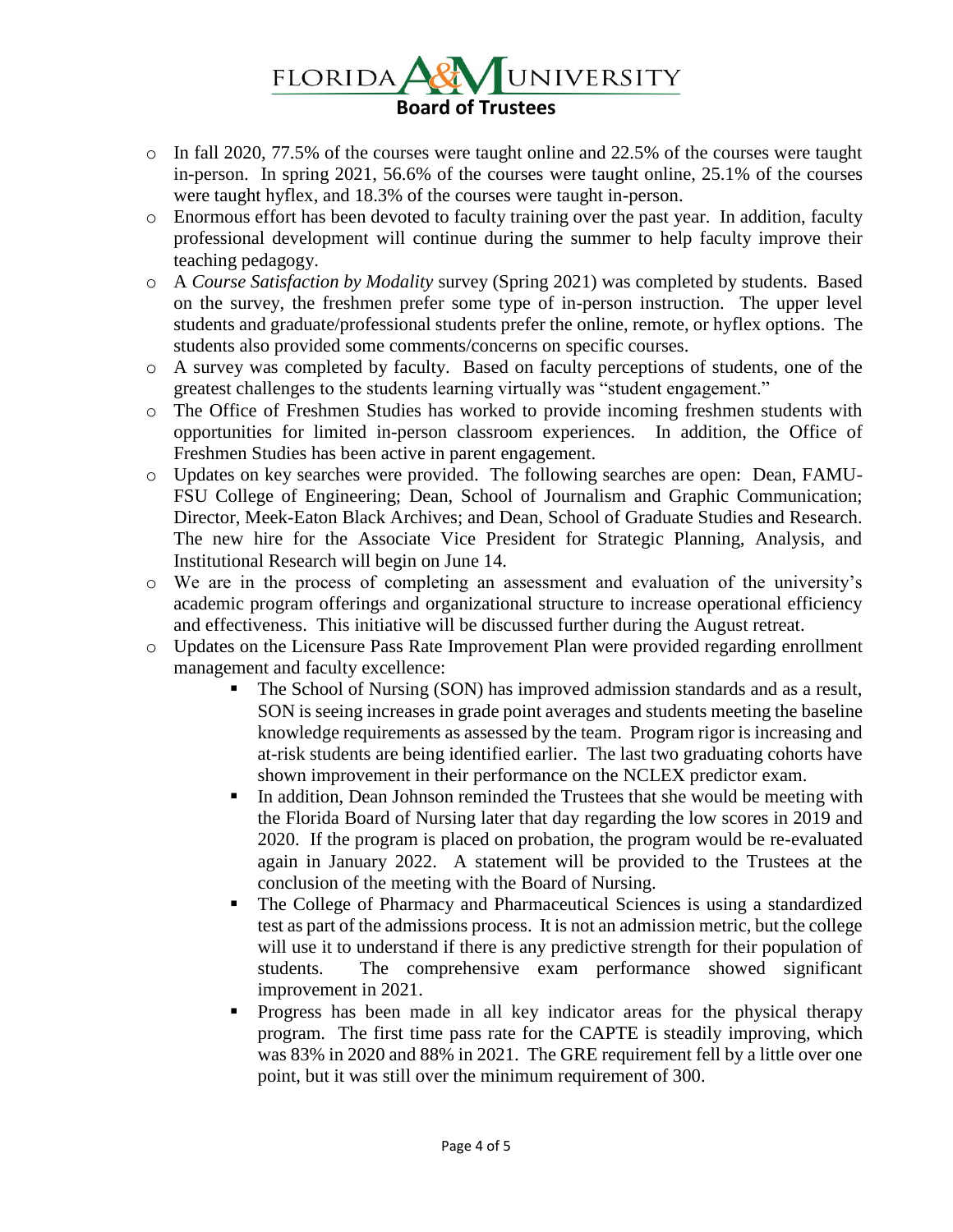- In fall 2020, 77.5% of the courses were taught online and 22.5% of the courses were taught in-person. In spring 2021, 56.6% of the courses were taught online, 25.1% of the courses were taught hyflex, and 18.3% of the courses were taught in-person.
- Enormous effort has been devoted to faculty training over the past year. In addition, faculty professional development will continue during the summer to help faculty improve their teaching pedagogy.
- A *Course Satisfaction by Modality* survey (Spring 2021) was completed by students. Based on the survey, the freshmen prefer some type of in-person instruction. The upper level students and graduate/professional students prefer the online, remote, or hyflex options. The students also provided some comments/concerns on specific courses.
- A survey was completed by faculty. Based on faculty perceptions of students, one of the greatest challenges to the students learning virtually was "student engagement."
- The Office of Freshmen Studies has worked to provide incoming freshmen students with opportunities for limited in-person classroom experiences. In addition, the Office of Freshmen Studies has been active in parent engagement.
- Updates on key searches were provided. The following searches are open: Dean, FAMU-FSU College of Engineering; Dean, School of Journalism and Graphic Communication; Director, Meek-Eaton Black Archives; and Dean, School of Graduate Studies and Research. The new hire for the Associate Vice President for Strategic Planning, Analysis, and Institutional Research will begin on June 14.
- We are in the process of completing an assessment and evaluation of the university's academic program offerings and organizational structure to increase operational efficiency and effectiveness. This initiative will be discussed further during the August retreat.
- Updates on the Licensure Pass Rate Improvement Plan were provided regarding enrollment management and faculty excellence:
  - The School of Nursing (SON) has improved admission standards and as a result, SON is seeing increases in grade point averages and students meeting the baseline knowledge requirements as assessed by the team. Program rigor is increasing and at-risk students are being identified earlier. The last two graduating cohorts have shown improvement in their performance on the NCLEX predictor exam.
  - In addition, Dean Johnson reminded the Trustees that she would be meeting with the Florida Board of Nursing later that day regarding the low scores in 2019 and 2020. If the program is placed on probation, the program would be re-evaluated again in January 2022. A statement will be provided to the Trustees at the conclusion of the meeting with the Board of Nursing.
  - The College of Pharmacy and Pharmaceutical Sciences is using a standardized test as part of the admissions process. It is not an admission metric, but the college will use it to understand if there is any predictive strength for their population of students. The comprehensive exam performance showed significant improvement in 2021.
  - Progress has been made in all key indicator areas for the physical therapy program. The first time pass rate for the CAPTE is steadily improving, which was 83% in 2020 and 88% in 2021. The GRE requirement fell by a little over one point, but it was still over the minimum requirement of 300.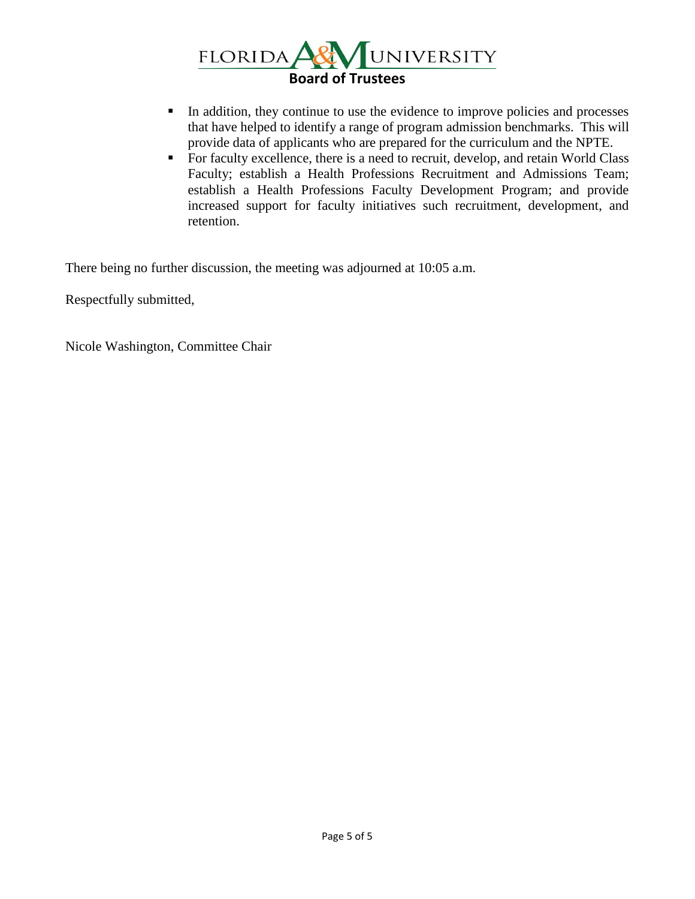- In addition, they continue to use the evidence to improve policies and processes that have helped to identify a range of program admission benchmarks. This will provide data of applicants who are prepared for the curriculum and the NPTE.
- For faculty excellence, there is a need to recruit, develop, and retain World Class Faculty; establish a Health Professions Recruitment and Admissions Team; establish a Health Professions Faculty Development Program; and provide increased support for faculty initiatives such recruitment, development, and retention.

There being no further discussion, the meeting was adjourned at 10:05 a.m.

Respectfully submitted,

Nicole Washington, Committee Chair